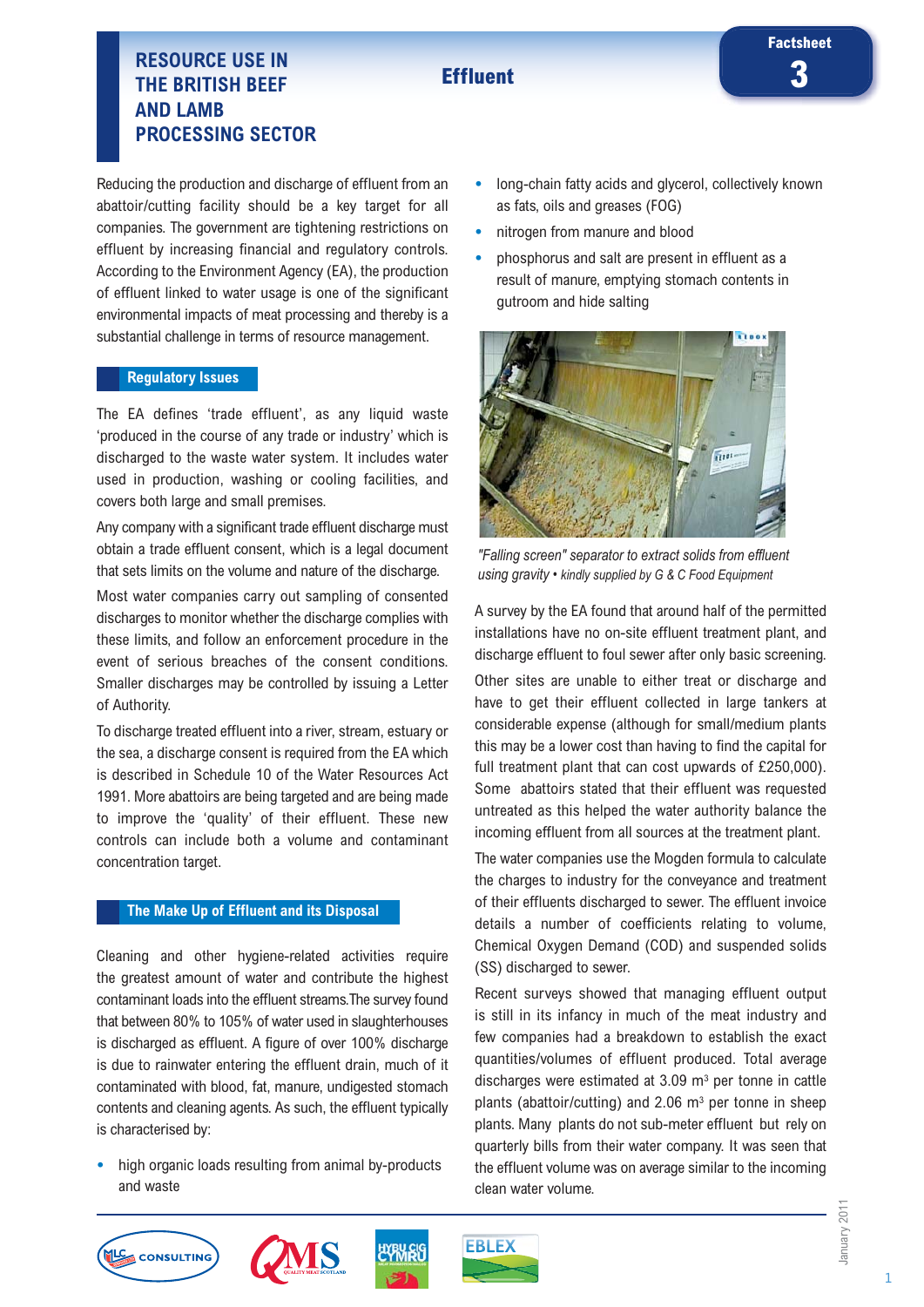# RESOURCE USE IN THE BRITISH BEEF AND LAMB PROCESSING SECTOR

## Effluent

Factsheet 3

Reducing the production and discharge of effluent from an abattoir/cutting facility should be a key target for all companies. The government are tightening restrictions on effluent by increasing financial and regulatory controls. According to the Environment Agency (EA), the production of effluent linked to water usage is one of the significant environmental impacts of meat processing and thereby is a substantial challenge in terms of resource management.

### Regulatory Issues

The EA defines 'trade effluent', as any liquid waste 'produced in the course of any trade or industry' which is discharged to the waste water system. It includes water used in production, washing or cooling facilities, and covers both large and small premises.

Any company with a significant trade effluent discharge must obtain a trade effluent consent, which is a legal document that sets limits on the volume and nature of the discharge.

Most water companies carry out sampling of consented discharges to monitor whether the discharge complies with these limits, and follow an enforcement procedure in the event of serious breaches of the consent conditions. Smaller discharges may be controlled by issuing a Letter of Authority.

To discharge treated effluent into a river, stream, estuary or the sea, a discharge consent is required from the EA which is described in Schedule 10 of the Water Resources Act 1991. More abattoirs are being targeted and are being made to improve the 'quality' of their effluent. These new controls can include both a volume and contaminant concentration target.

### The Make Up of Effluent and its Disposal

Cleaning and other hygiene-related activities require the greatest amount of water and contribute the highest contaminant loads into the effluent streams. The survey found that between 80% to 105% of water used in slaughterhouses is discharged as effluent. A figure of over 100% discharge is due to rainwater entering the effluent drain, much of it contaminated with blood, fat, manure, undigested stomach contents and cleaning agents. As such, the effluent typically is characterised by:

- high organic loads resulting from animal by-products and waste
- long-chain fatty acids and glycerol, collectively known as fats, oils and greases (FOG)
- nitrogen from manure and blood
- phosphorus and salt are present in effluent as a result of manure, emptying stomach contents in gutroom and hide salting

*"Falling screen" separator to extract solids from effluent using gravity • kindly supplied by G & C Food Equipment*

A survey by the EA found that around half of the permitted installations have no on-site effluent treatment plant, and discharge effluent to foul sewer after only basic screening.

Other sites are unable to either treat or discharge and have to get their effluent collected in large tankers at considerable expense (although for small/medium plants this may be a lower cost than having to find the capital for full treatment plant that can cost upwards of £250,000). Some abattoirs stated that their effluent was requested untreated as this helped the water authority balance the incoming effluent from all sources at the treatment plant.

The water companies use the Mogden formula to calculate the charges to industry for the conveyance and treatment of their effluents discharged to sewer. The effluent invoice details a number of coefficients relating to volume, Chemical Oxygen Demand (COD) and suspended solids (SS) discharged to sewer.

Recent surveys showed that managing effluent output is still in its infancy in much of the meat industry and few companies had a breakdown to establish the exact quantities/volumes of effluent produced. Total average discharges were estimated at 3.09 $m^3$ per tonne in cattle plants (abattoir/cutting) and 2.06 $m^3$ per tonne in sheep plants. Many plants do not sub-meter effluent but rely on quarterly bills from their water company. It was seen that the effluent volume was on average similar to the incoming clean water volume.

January 2011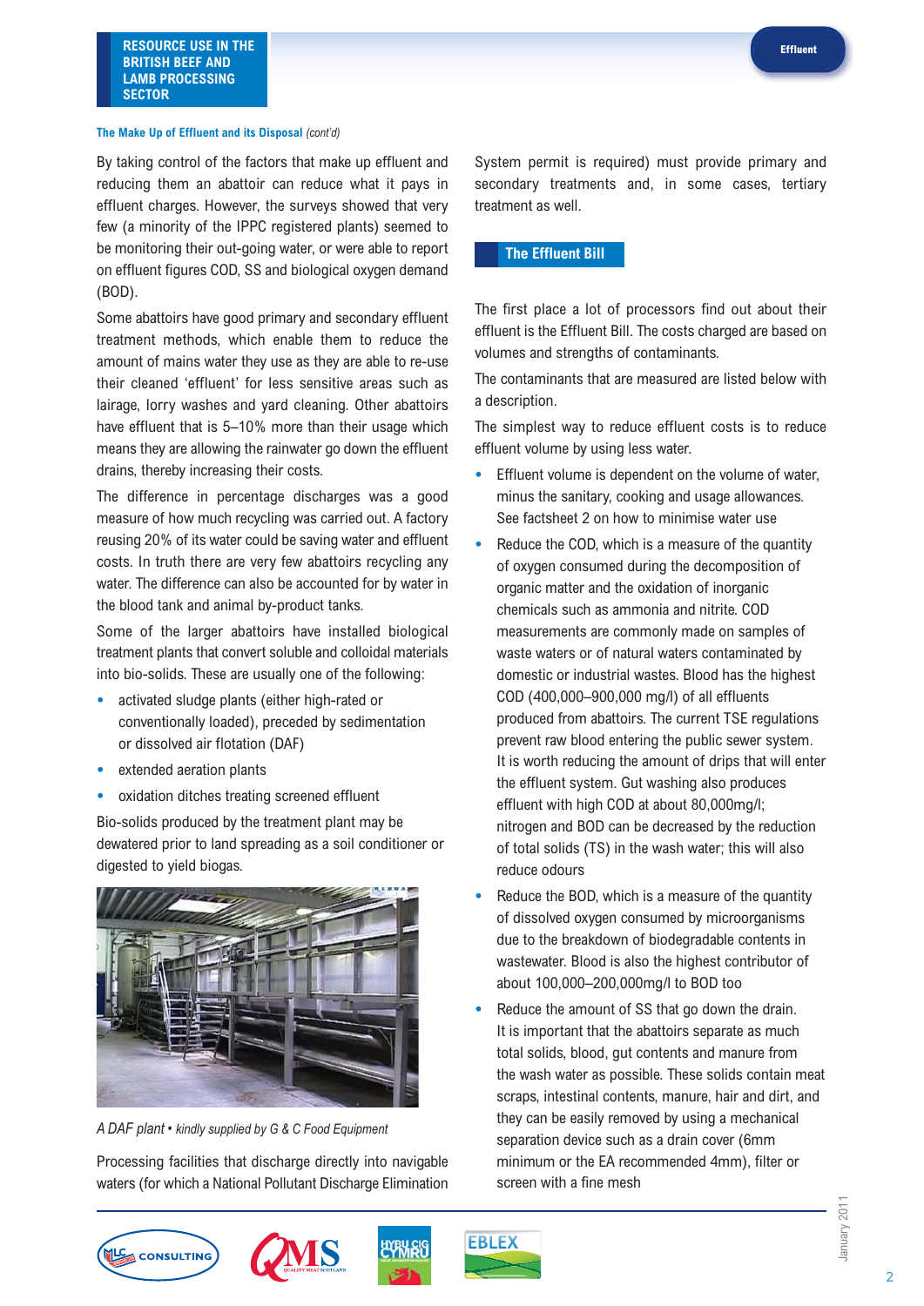**The Make Up of Effluent and its Disposal** *(cont'd)*

By taking control of the factors that make up effluent and reducing them an abattoir can reduce what it pays in effluent charges. However, the surveys showed that very few (a minority of the IPPC registered plants) seemed to be monitoring their out-going water, or were able to report on effluent figures COD, SS and biological oxygen demand (BOD).

Some abattoirs have good primary and secondary effluent treatment methods, which enable them to reduce the amount of mains water they use as they are able to re-use their cleaned 'effluent' for less sensitive areas such as lairage, lorry washes and yard cleaning. Other abattoirs have effluent that is 5–10% more than their usage which means they are allowing the rainwater go down the effluent drains, thereby increasing their costs.

The difference in percentage discharges was a good measure of how much recycling was carried out. A factory reusing 20% of its water could be saving water and effluent costs. In truth there are very few abattoirs recycling any water. The difference can also be accounted for by water in the blood tank and animal by-product tanks.

Some of the larger abattoirs have installed biological treatment plants that convert soluble and colloidal materials into bio-solids. These are usually one of the following:

- activated sludge plants (either high-rated or conventionally loaded), preceded by sedimentation or dissolved air flotation (DAF)
- extended aeration plants
- oxidation ditches treating screened effluent

Bio-solids produced by the treatment plant may be dewatered prior to land spreading as a soil conditioner or digested to yield biogas.

*A DAF plant • kindly supplied by G & C Food Equipment*

Processing facilities that discharge directly into navigable waters (for which a National Pollutant Discharge Elimination System permit is required) must provide primary and secondary treatments and, in some cases, tertiary treatment as well.

## The Effluent Bill

The first place a lot of processors find out about their effluent is the Effluent Bill. The costs charged are based on volumes and strengths of contaminants.

The contaminants that are measured are listed below with a description.

The simplest way to reduce effluent costs is to reduce effluent volume by using less water.

- Effluent volume is dependent on the volume of water, minus the sanitary, cooking and usage allowances. See factsheet 2 on how to minimise water use
- Reduce the COD, which is a measure of the quantity of oxygen consumed during the decomposition of organic matter and the oxidation of inorganic chemicals such as ammonia and nitrite. COD measurements are commonly made on samples of waste waters or of natural waters contaminated by domestic or industrial wastes. Blood has the highest COD (400,000–900,000 mg/l) of all effluents produced from abattoirs. The current TSE regulations prevent raw blood entering the public sewer system. It is worth reducing the amount of drips that will enter the effluent system. Gut washing also produces effluent with high COD at about 80,000mg/l; nitrogen and BOD can be decreased by the reduction of total solids (TS) in the wash water; this will also reduce odours
- Reduce the BOD, which is a measure of the quantity of dissolved oxygen consumed by microorganisms due to the breakdown of biodegradable contents in wastewater. Blood is also the highest contributor of about 100,000–200,000mg/l to BOD too
- Reduce the amount of SS that go down the drain. It is important that the abattoirs separate as much total solids, blood, gut contents and manure from the wash water as possible. These solids contain meat scraps, intestinal contents, manure, hair and dirt, and they can be easily removed by using a mechanical separation device such as a drain cover (6mm minimum or the EA recommended 4mm), filter or screen with a fine mesh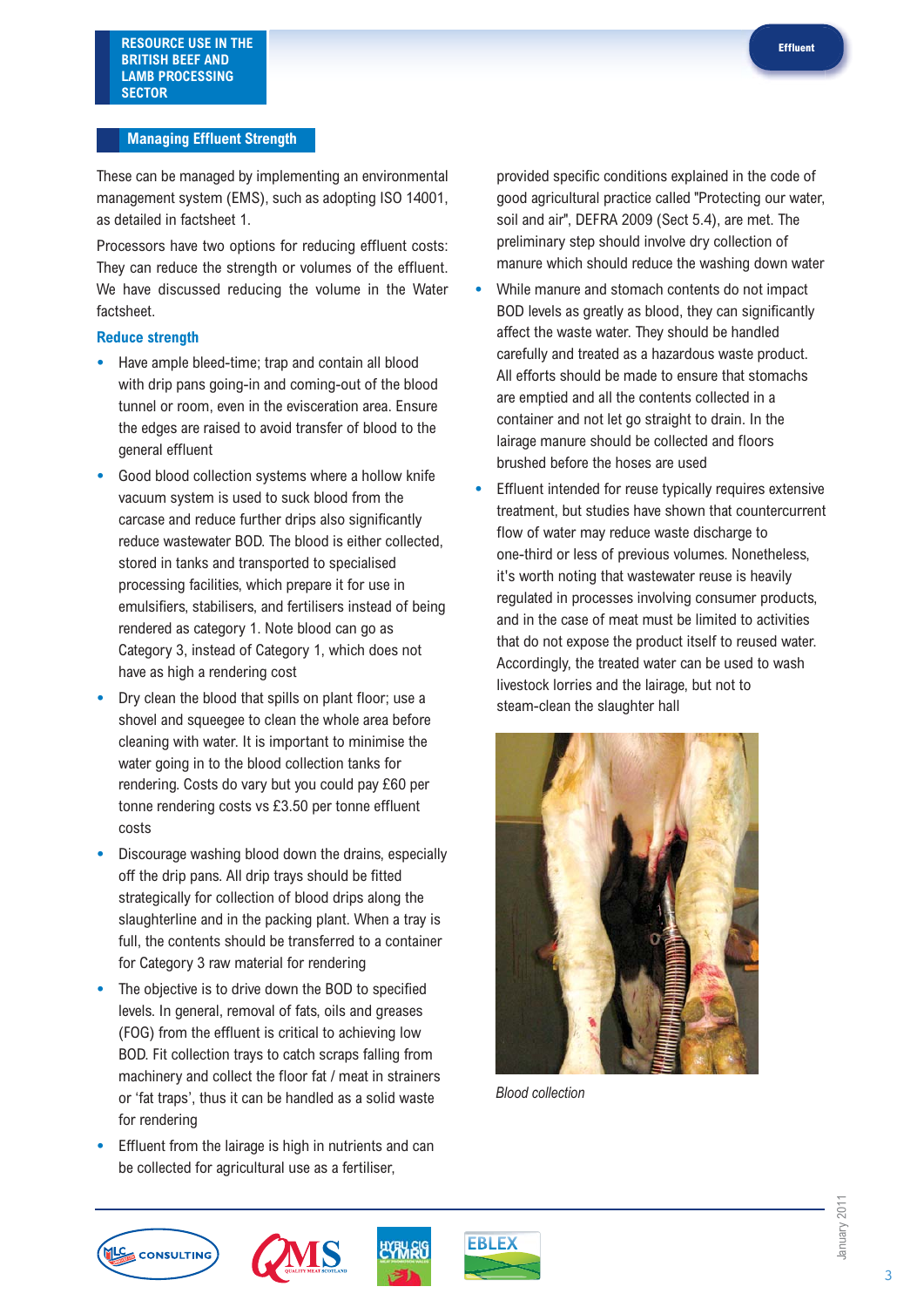## Managing Effluent Strength

These can be managed by implementing an environmental management system (EMS), such as adopting ISO 14001, as detailed in factsheet 1.

Processors have two options for reducing effluent costs: They can reduce the strength or volumes of the effluent. We have discussed reducing the volume in the Water factsheet.

### Reduce strength

- Have ample bleed-time; trap and contain all blood with drip pans going-in and coming-out of the blood tunnel or room, even in the evisceration area. Ensure the edges are raised to avoid transfer of blood to the general effluent
- Good blood collection systems where a hollow knife vacuum system is used to suck blood from the carcase and reduce further drips also significantly reduce wastewater BOD. The blood is either collected, stored in tanks and transported to specialised processing facilities, which prepare it for use in emulsifiers, stabilisers, and fertilisers instead of being rendered as category 1. Note blood can go as Category 3, instead of Category 1, which does not have as high a rendering cost
- Dry clean the blood that spills on plant floor; use a shovel and squeegee to clean the whole area before cleaning with water. It is important to minimise the water going in to the blood collection tanks for rendering. Costs do vary but you could pay £60 per tonne rendering costs vs £3.50 per tonne effluent costs
- Discourage washing blood down the drains, especially off the drip pans. All drip trays should be fitted strategically for collection of blood drips along the slaughterline and in the packing plant. When a tray is full, the contents should be transferred to a container for Category 3 raw material for rendering
- The objective is to drive down the BOD to specified levels. In general, removal of fats, oils and greases (FOG) from the effluent is critical to achieving low BOD. Fit collection trays to catch scraps falling from machinery and collect the floor fat / meat in strainers or 'fat traps', thus it can be handled as a solid waste for rendering
- Effluent from the lairage is high in nutrients and can be collected for agricultural use as a fertiliser, provided specific conditions explained in the code of good agricultural practice called "Protecting our water, soil and air", DEFRA 2009 (Sect 5.4), are met. The preliminary step should involve dry collection of manure which should reduce the washing down water
- While manure and stomach contents do not impact BOD levels as greatly as blood, they can significantly affect the waste water. They should be handled carefully and treated as a hazardous waste product. All efforts should be made to ensure that stomachs are emptied and all the contents collected in a container and not let go straight to drain. In the lairage manure should be collected and floors brushed before the hoses are used
- Effluent intended for reuse typically requires extensive treatment, but studies have shown that countercurrent flow of water may reduce waste discharge to one-third or less of previous volumes. Nonetheless, it's worth noting that wastewater reuse is heavily regulated in processes involving consumer products, and in the case of meat must be limited to activities that do not expose the product itself to reused water. Accordingly, the treated water can be used to wash livestock lorries and the lairage, but not to steam-clean the slaughter hall

*Blood collection*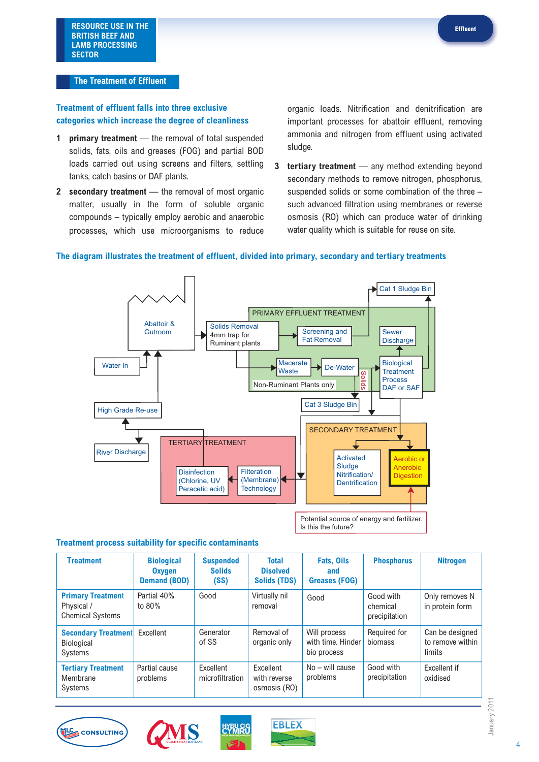## The Treatment of Effluent

**Treatment of effluent falls into three exclusive categories which increase the degree of cleanliness**

1. **primary treatment** — the removal of total suspended solids, fats, oils and greases (FOG) and partial BOD loads carried out using screens and filters, settling tanks, catch basins or DAF plants.
2. **secondary treatment** — the removal of most organic matter, usually in the form of soluble organic compounds – typically employ aerobic and anaerobic processes, which use microorganisms to reduce organic loads. Nitrification and denitrification are important processes for abattoir effluent, removing ammonia and nitrogen from effluent using activated sludge.
3. **tertiary treatment** — any method extending beyond secondary methods to remove nitrogen, phosphorus, suspended solids or some combination of the three – such advanced filtration using membranes or reverse osmosis (RO) which can produce water of drinking water quality which is suitable for reuse on site.

**The diagram illustrates the treatment of effluent, divided into primary, secondary and tertiary treatments**

Abattoir & Gutroom
Water In
High Grade Re-use
River Discharge
Solids Removal 4mm trap for Ruminant plants
PRIMARY EFFLUENT TREATMENT
Screening and Fat Removal
Sewer Discharge
Cat 1 Sludge Bin
Macerate Waste
De-Water
Solids
Non-Ruminant Plants only
Biological Treatment Process DAF or SAF
Cat 3 Sludge Bin
SECONDARY TREATMENT
Activated Sludge Nitrification/ Dentrification
Aerobic or Anerobic Digestion
TERTIARY TREATMENT
Disinfection (Chlorine, UV Peracetic acid)
Filteration (Membrane) Technology
Potential source of energy and fertilizer. Is this the future?

**Treatment process suitability for specific contaminants**

| Treatment | Biological Oxygen Demand (BOD) | Suspended Solids (SS) | Total Dissolved Solids (TDS) | Fats, Oils and Greases (FOG) | Phosphorus | Nitrogen |
|---|---|---|---|---|---|---|
| **Primary Treatment** Physical / Chemical Systems | Partial 40% to 80% | Good | Virtually nil removal | Good | Good with chemical precipitation | Only removes N in protein form |
| **Secondary Treatment** Biological Systems | Excellent | Generator of SS | Removal of organic only | Will process with time. Hinder bio process | Required for biomass | Can be designed to remove within limits |
| **Tertiary Treatment** Membrane Systems | Partial cause problems | Excellent microfiltration | Excellent with reverse osmosis (RO) | No – will cause problems | Good with precipitation | Excellent if oxidised |